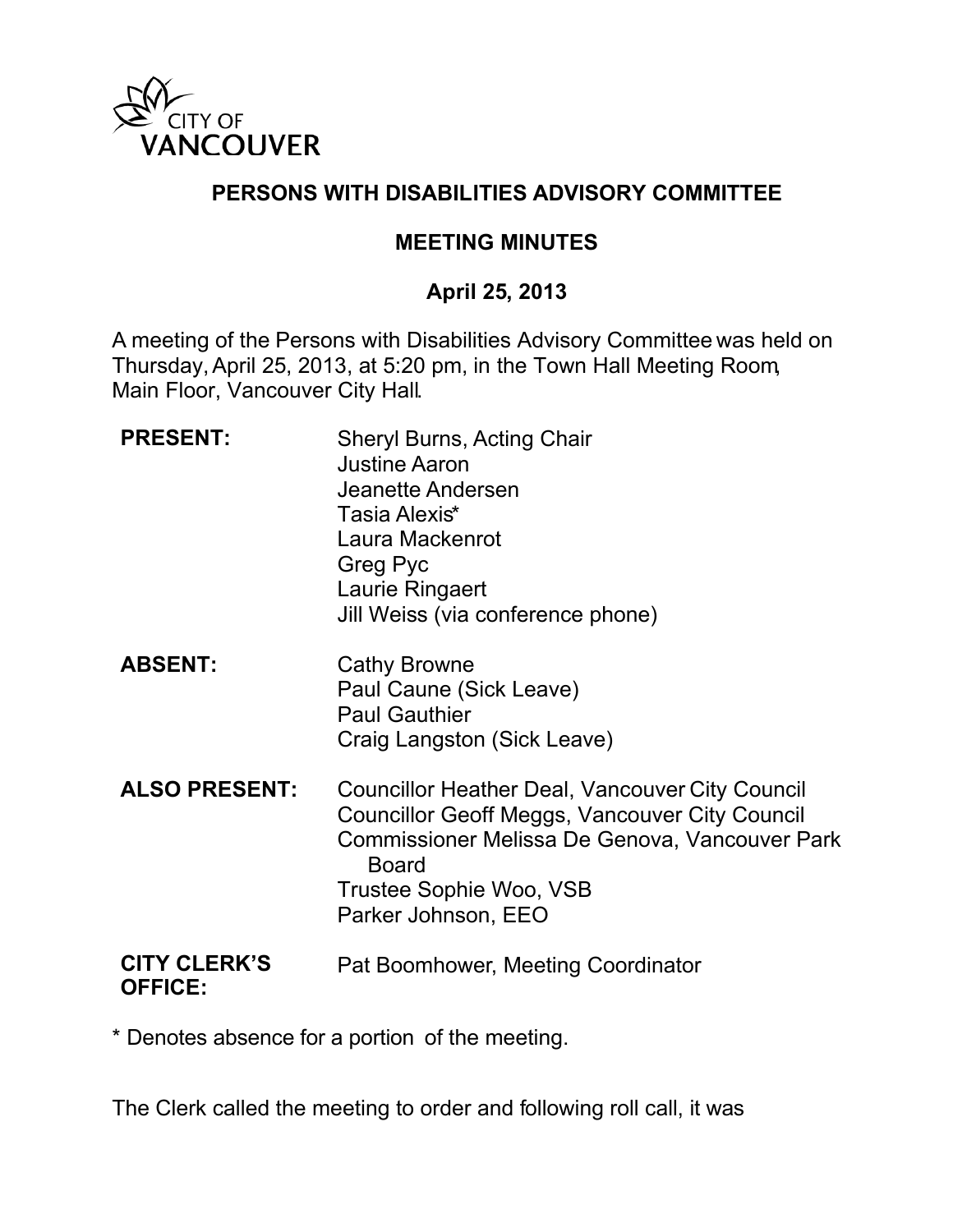CITY OF VANCOUVER

# PERSONS WITH DISABILITIES ADVISORY COMMITTEE

## MEETING MINUTES

## April 25, 2013

A meeting of the Persons with Disabilities Advisory Committee was held on Thursday, April 25, 2013, at 5:20 pm, in the Town Hall Meeting Room, Main Floor, Vancouver City Hall.

| | |
|---|---|
| **PRESENT:** | Sheryl Burns, Acting Chair<br>Justine Aaron<br>Jeanette Andersen<br>Tasia Alexis*<br>Laura Mackenrot<br>Greg Pyc<br>Laurie Ringaert<br>Jill Weiss (via conference phone) |
| **ABSENT:** | Cathy Browne<br>Paul Caune (Sick Leave)<br>Paul Gauthier<br>Craig Langston (Sick Leave) |
| **ALSO PRESENT:** | Councillor Heather Deal, Vancouver City Council<br>Councillor Geoff Meggs, Vancouver City Council<br>Commissioner Melissa De Genova, Vancouver Park Board<br>Trustee Sophie Woo, VSB<br>Parker Johnson, EEO |
| **CITY CLERK'S OFFICE:** | Pat Boomhower, Meeting Coordinator |

* Denotes absence for a portion of the meeting.

The Clerk called the meeting to order and following roll call, it was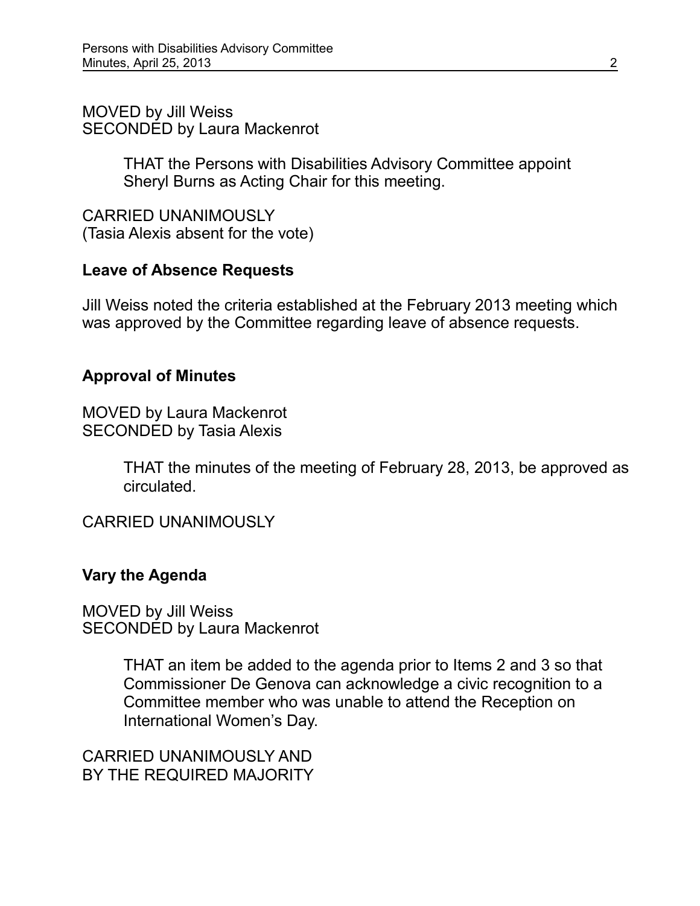MOVED by Jill Weiss
SECONDED by Laura Mackenrot

> THAT the Persons with Disabilities Advisory Committee appoint Sheryl Burns as Acting Chair for this meeting.

CARRIED UNANIMOUSLY
(Tasia Alexis absent for the vote)

**Leave of Absence Requests**

Jill Weiss noted the criteria established at the February 2013 meeting which was approved by the Committee regarding leave of absence requests.

**Approval of Minutes**

MOVED by Laura Mackenrot
SECONDED by Tasia Alexis

> THAT the minutes of the meeting of February 28, 2013, be approved as circulated.

CARRIED UNANIMOUSLY

**Vary the Agenda**

MOVED by Jill Weiss
SECONDED by Laura Mackenrot

> THAT an item be added to the agenda prior to Items 2 and 3 so that Commissioner De Genova can acknowledge a civic recognition to a Committee member who was unable to attend the Reception on International Women's Day.

CARRIED UNANIMOUSLY AND
BY THE REQUIRED MAJORITY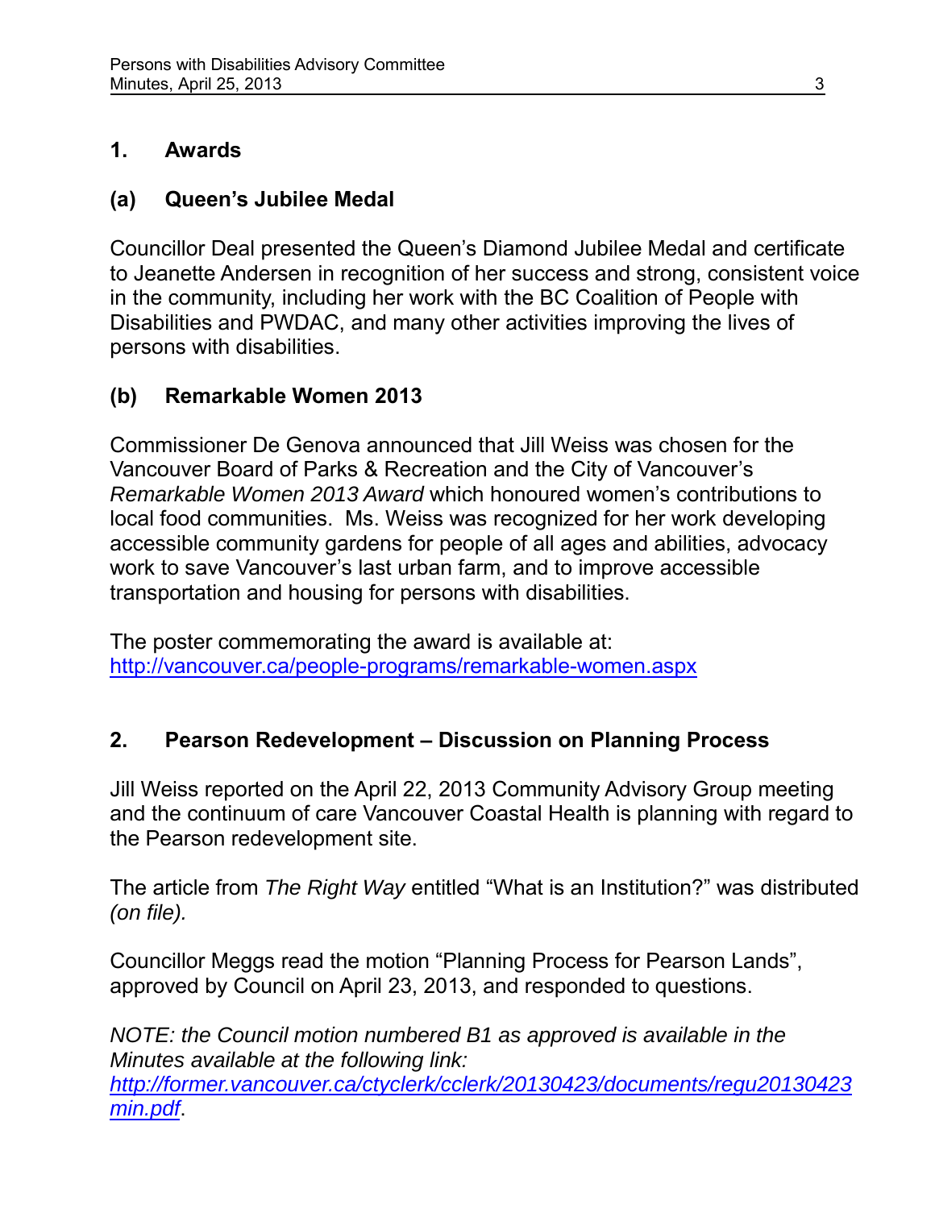## 1. Awards

### (a) Queen's Jubilee Medal

Councillor Deal presented the Queen's Diamond Jubilee Medal and certificate to Jeanette Andersen in recognition of her success and strong, consistent voice in the community, including her work with the BC Coalition of People with Disabilities and PWDAC, and many other activities improving the lives of persons with disabilities.

### (b) Remarkable Women 2013

Commissioner De Genova announced that Jill Weiss was chosen for the Vancouver Board of Parks & Recreation and the City of Vancouver's *Remarkable Women 2013 Award* which honoured women's contributions to local food communities. Ms. Weiss was recognized for her work developing accessible community gardens for people of all ages and abilities, advocacy work to save Vancouver's last urban farm, and to improve accessible transportation and housing for persons with disabilities.

The poster commemorating the award is available at:
http://vancouver.ca/people-programs/remarkable-women.aspx

## 2. Pearson Redevelopment – Discussion on Planning Process

Jill Weiss reported on the April 22, 2013 Community Advisory Group meeting and the continuum of care Vancouver Coastal Health is planning with regard to the Pearson redevelopment site.

The article from *The Right Way* entitled "What is an Institution?" was distributed *(on file).*

Councillor Meggs read the motion "Planning Process for Pearson Lands", approved by Council on April 23, 2013, and responded to questions.

*NOTE: the Council motion numbered B1 as approved is available in the Minutes available at the following link: http://former.vancouver.ca/ctyclerk/cclerk/20130423/documents/regu20130423min.pdf*.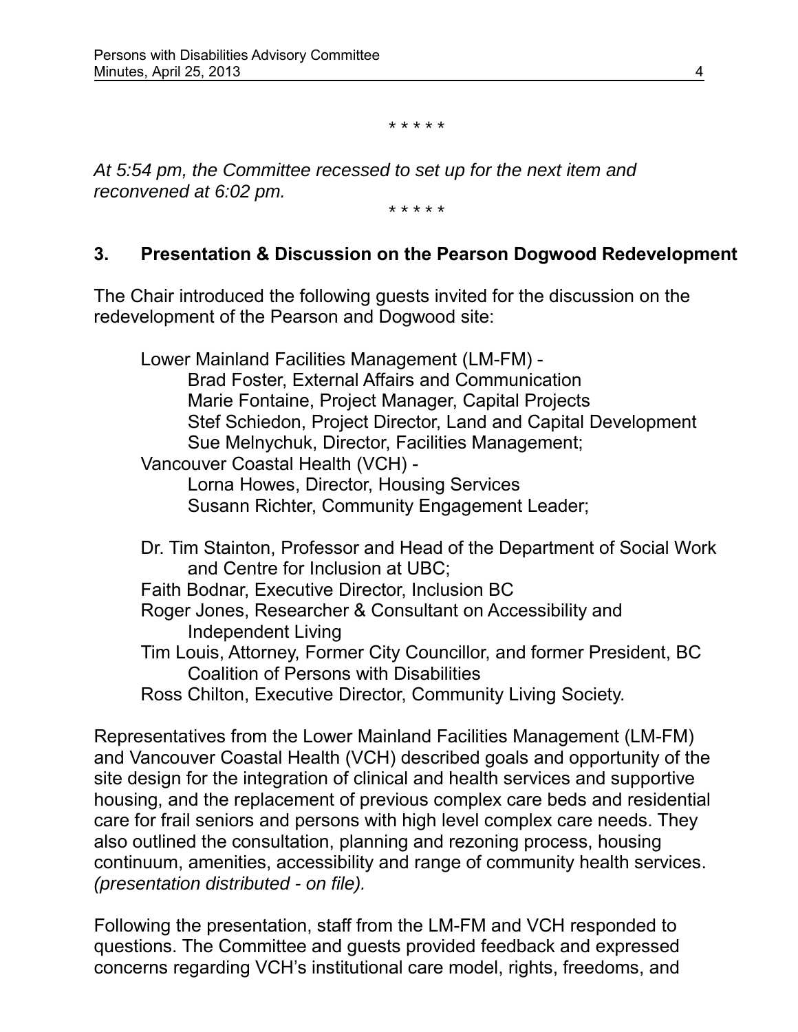\* \* \* \* \*

*At 5:54 pm, the Committee recessed to set up for the next item and reconvened at 6:02 pm.*

\* \* \* \* \*

## 3. Presentation & Discussion on the Pearson Dogwood Redevelopment

The Chair introduced the following guests invited for the discussion on the redevelopment of the Pearson and Dogwood site:

Lower Mainland Facilities Management (LM-FM) -
- Brad Foster, External Affairs and Communication
- Marie Fontaine, Project Manager, Capital Projects
- Stef Schiedon, Project Director, Land and Capital Development
- Sue Melnychuk, Director, Facilities Management;

Vancouver Coastal Health (VCH) -
- Lorna Howes, Director, Housing Services
- Susann Richter, Community Engagement Leader;

Dr. Tim Stainton, Professor and Head of the Department of Social Work and Centre for Inclusion at UBC;
Faith Bodnar, Executive Director, Inclusion BC
Roger Jones, Researcher & Consultant on Accessibility and Independent Living
Tim Louis, Attorney, Former City Councillor, and former President, BC Coalition of Persons with Disabilities
Ross Chilton, Executive Director, Community Living Society.

Representatives from the Lower Mainland Facilities Management (LM-FM) and Vancouver Coastal Health (VCH) described goals and opportunity of the site design for the integration of clinical and health services and supportive housing, and the replacement of previous complex care beds and residential care for frail seniors and persons with high level complex care needs. They also outlined the consultation, planning and rezoning process, housing continuum, amenities, accessibility and range of community health services. *(presentation distributed - on file).*

Following the presentation, staff from the LM-FM and VCH responded to questions. The Committee and guests provided feedback and expressed concerns regarding VCH's institutional care model, rights, freedoms, and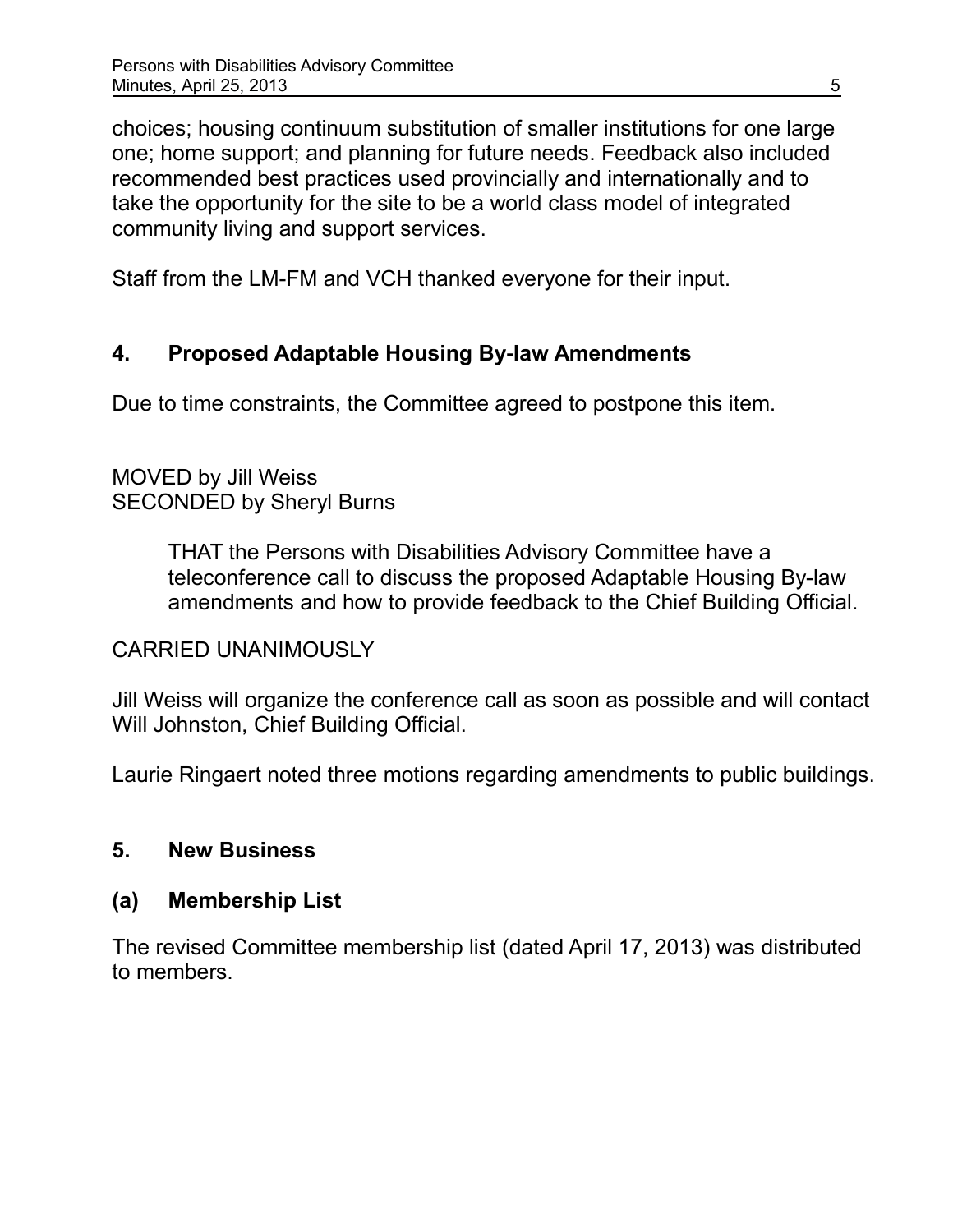choices; housing continuum substitution of smaller institutions for one large one; home support; and planning for future needs. Feedback also included recommended best practices used provincially and internationally and to take the opportunity for the site to be a world class model of integrated community living and support services.

Staff from the LM-FM and VCH thanked everyone for their input.

## 4. Proposed Adaptable Housing By-law Amendments

Due to time constraints, the Committee agreed to postpone this item.

MOVED by Jill Weiss
SECONDED by Sheryl Burns

> THAT the Persons with Disabilities Advisory Committee have a teleconference call to discuss the proposed Adaptable Housing By-law amendments and how to provide feedback to the Chief Building Official.

CARRIED UNANIMOUSLY

Jill Weiss will organize the conference call as soon as possible and will contact Will Johnston, Chief Building Official.

Laurie Ringaert noted three motions regarding amendments to public buildings.

## 5. New Business

### (a) Membership List

The revised Committee membership list (dated April 17, 2013) was distributed to members.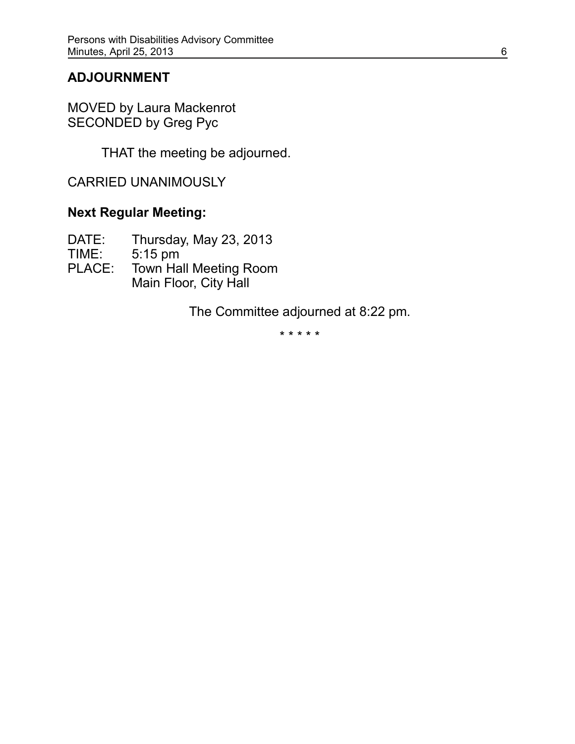## ADJOURNMENT

MOVED by Laura Mackenrot
SECONDED by Greg Pyc

THAT the meeting be adjourned.

CARRIED UNANIMOUSLY

### Next Regular Meeting:

DATE: Thursday, May 23, 2013
TIME: 5:15 pm
PLACE: Town Hall Meeting Room
Main Floor, City Hall

The Committee adjourned at 8:22 pm.

\* \* \* \* \*